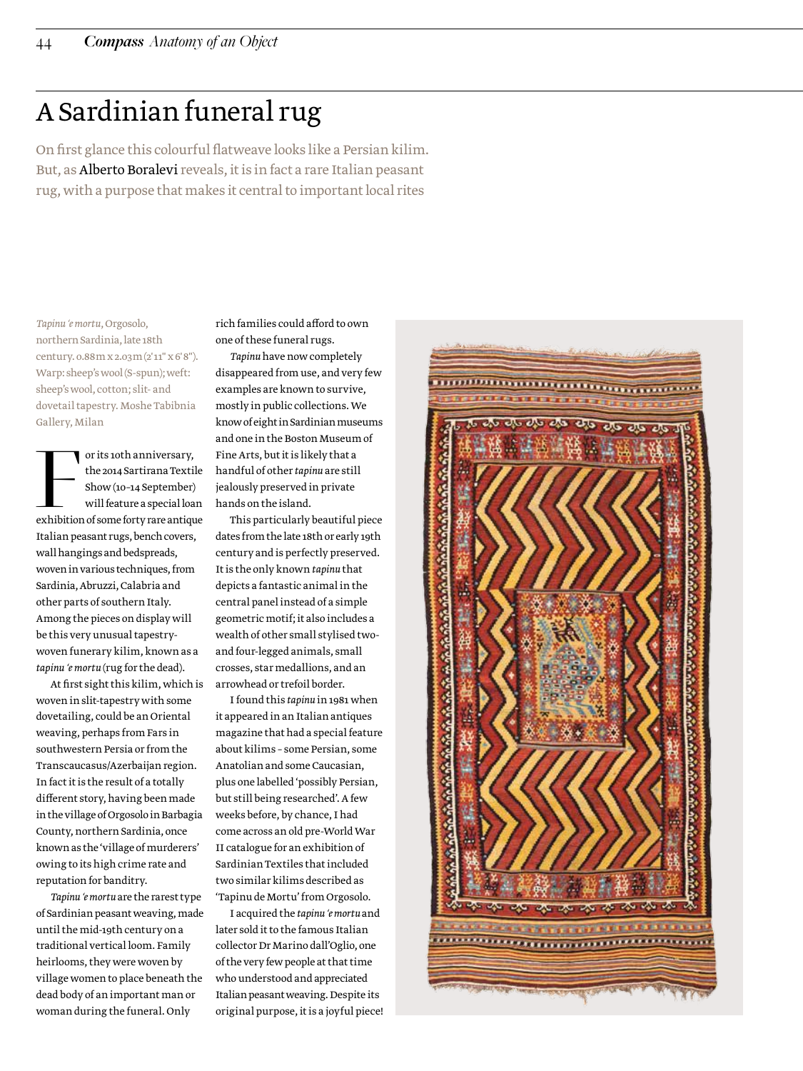# A Sardinian funeral rug

On first glance this colourful flatweave looks like a Persian kilim. But, as Alberto Boralevi reveals, it is in fact a rare Italian peasant rug, with a purpose that makes it central to important local rites

*Tapinu 'e mortu*, Orgosolo, northern Sardinia, late 18th century. 0.88m x 2.03m (2'11" x 6'8"). Warp: sheep's wool (S-spun); weft: sheep's wool, cotton; slit- and dovetail tapestry. Moshe Tabibnia Gallery, Milan

For its 10th anniversary, the 2014 Sartirana Textile Show (10–14 September) will feature a special loan exhibition of some forty rare antique Italian peasant rugs, bench covers, wall hangings and bedspreads, woven in various techniques, from Sardinia, Abruzzi, Calabria and other parts of southern Italy. Among the pieces on display will be this very unusual tapestry-woven funerary kilim, known as a *tapinu 'e mortu* (rug for the dead).

At first sight this kilim, which is woven in slit-tapestry with some dovetailing, could be an Oriental weaving, perhaps from Fars in southwestern Persia or from the Transcaucasus/Azerbaijan region. In fact it is the result of a totally different story, having been made in the village of Orgosolo in Barbagia County, northern Sardinia, once known as the 'village of murderers' owing to its high crime rate and reputation for banditry.

*Tapinu 'e mortu* are the rarest type of Sardinian peasant weaving, made until the mid-19th century on a traditional vertical loom. Family heirlooms, they were woven by village women to place beneath the dead body of an important man or woman during the funeral. Only rich families could afford to own one of these funeral rugs.

*Tapinu* have now completely disappeared from use, and very few examples are known to survive, mostly in public collections. We know of eight in Sardinian museums and one in the Boston Museum of Fine Arts, but it is likely that a handful of other *tapinu* are still jealously preserved in private hands on the island.

This particularly beautiful piece dates from the late 18th or early 19th century and is perfectly preserved. It is the only known *tapinu* that depicts a fantastic animal in the central panel instead of a simple geometric motif; it also includes a wealth of other small stylised two- and four-legged animals, small crosses, star medallions, and an arrowhead or trefoil border.

I found this *tapinu* in 1981 when it appeared in an Italian antiques magazine that had a special feature about kilims – some Persian, some Anatolian and some Caucasian, plus one labelled 'possibly Persian, but still being researched'. A few weeks before, by chance, I had come across an old pre-World War II catalogue for an exhibition of Sardinian Textiles that included two similar kilims described as 'Tapinu de Mortu' from Orgosolo.

I acquired the *tapinu 'e mortu* and later sold it to the famous Italian collector Dr Marino dall'Oglio, one of the very few people at that time who understood and appreciated Italian peasant weaving. Despite its original purpose, it is a joyful piece!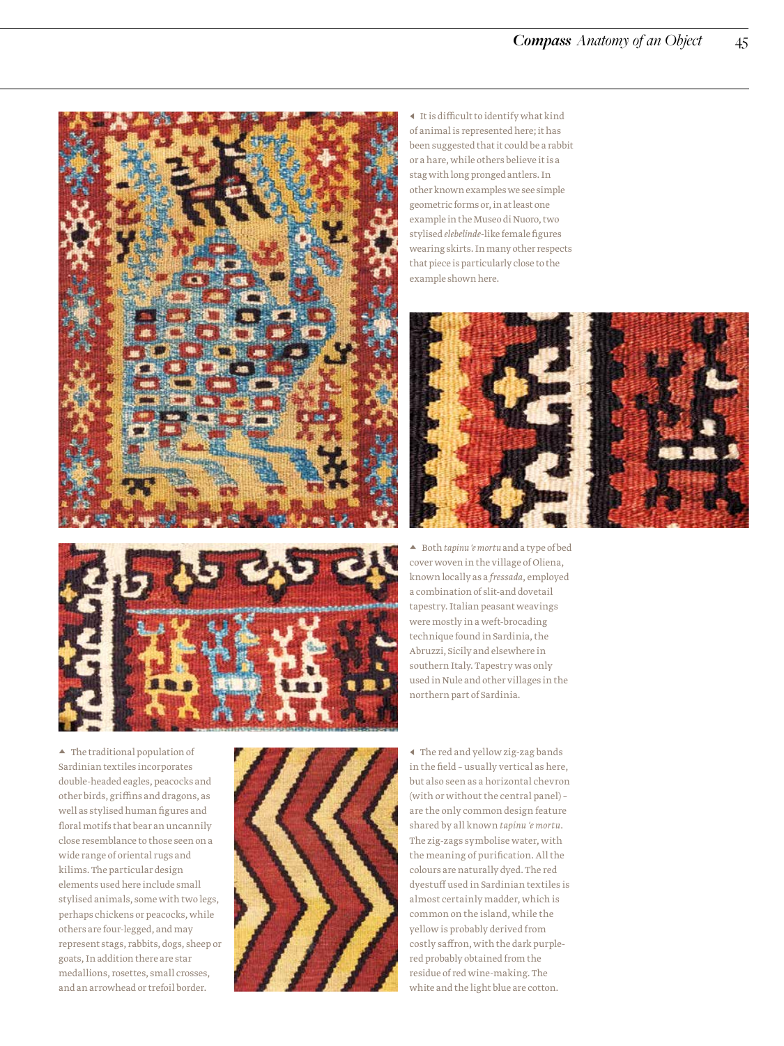◂ It is difficult to identify what kind of animal is represented here; it has been suggested that it could be a rabbit or a hare, while others believe it is a stag with long pronged antlers. In other known examples we see simple geometric forms or, in at least one example in the Museo di Nuoro, two stylised *elebelinde*-like female figures wearing skirts. In many other respects that piece is particularly close to the example shown here.

▴ Both *tapinu 'e mortu* and a type of bed cover woven in the village of Oliena, known locally as a *fressada*, employed a combination of slit-and dovetail tapestry. Italian peasant weavings were mostly in a weft-brocading technique found in Sardinia, the Abruzzi, Sicily and elsewhere in southern Italy. Tapestry was only used in Nule and other villages in the northern part of Sardinia.

▴ The traditional population of Sardinian textiles incorporates double-headed eagles, peacocks and other birds, griffins and dragons, as well as stylised human figures and floral motifs that bear an uncannily close resemblance to those seen on a wide range of oriental rugs and kilims. The particular design elements used here include small stylised animals, some with two legs, perhaps chickens or peacocks, while others are four-legged, and may represent stags, rabbits, dogs, sheep or goats, In addition there are star medallions, rosettes, small crosses, and an arrowhead or trefoil border.

◂ The red and yellow zig-zag bands in the field – usually vertical as here, but also seen as a horizontal chevron (with or without the central panel) – are the only common design feature shared by all known *tapinu 'e mortu*. The zig-zags symbolise water, with the meaning of purification. All the colours are naturally dyed. The red dyestuff used in Sardinian textiles is almost certainly madder, which is common on the island, while the yellow is probably derived from costly saffron, with the dark purple-red probably obtained from the residue of red wine-making. The white and the light blue are cotton.